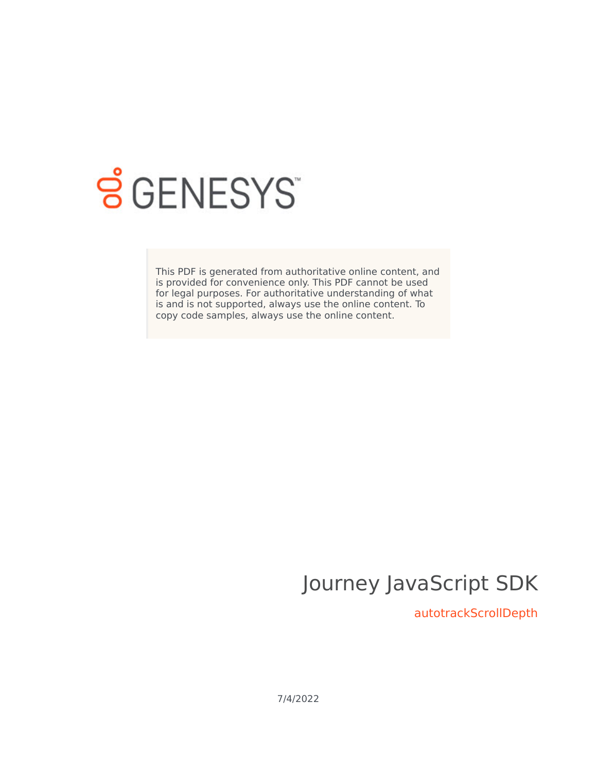This PDF is generated from authoritative online content, and is provided for convenience only. This PDF cannot be used for legal purposes. For authoritative understanding of what is and is not supported, always use the online content. To copy code samples, always use the online content.

# Journey JavaScript SDK

## autotrackScrollDepth

7/4/2022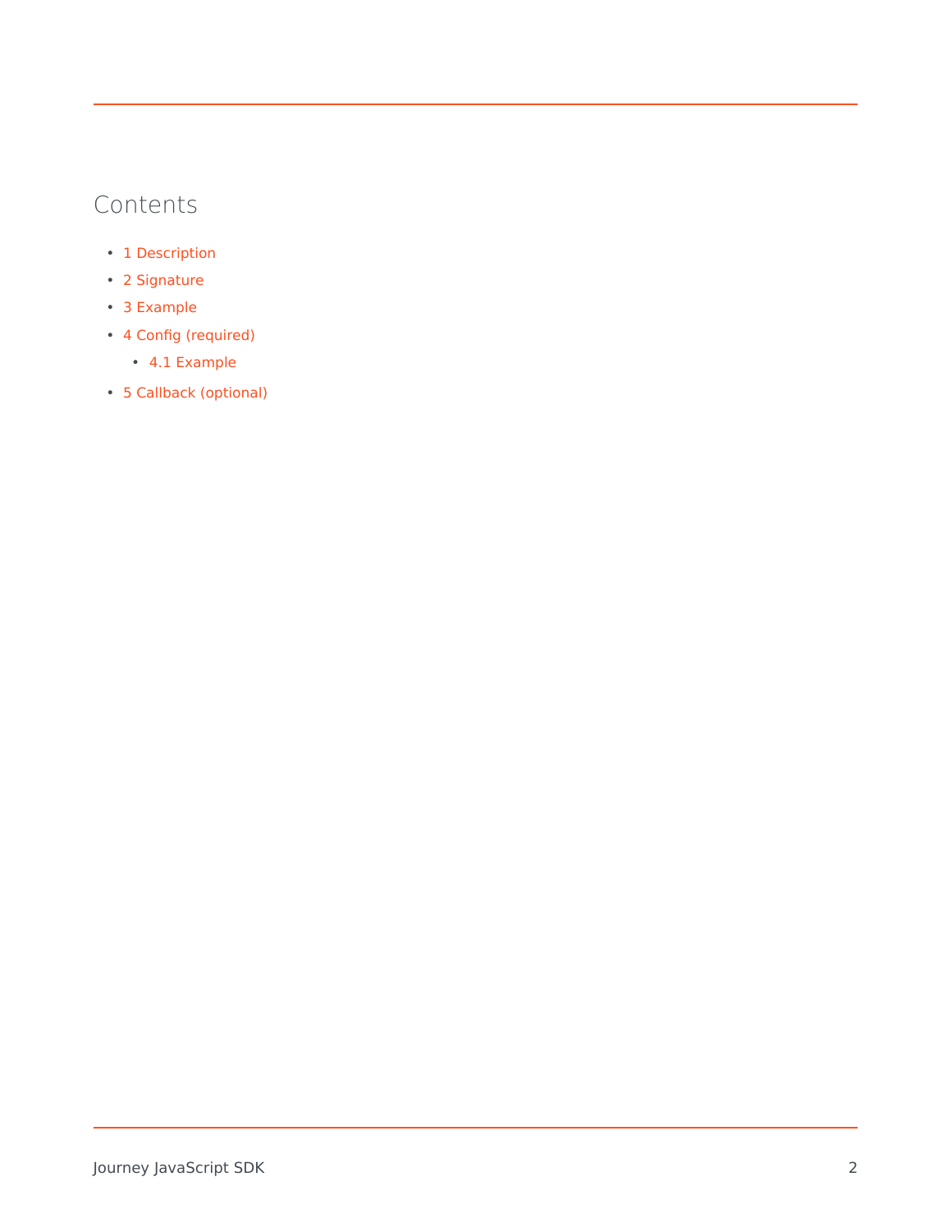## Contents

- 1 Description
- 2 Signature
- 3 Example
- 4 Config (required)
  - 4.1 Example
- 5 Callback (optional)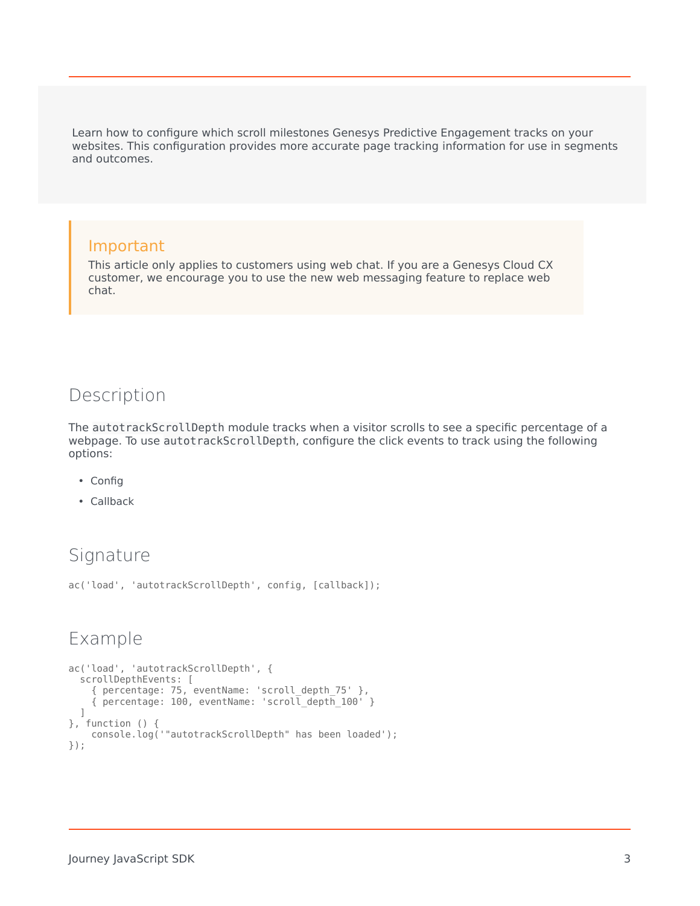Learn how to configure which scroll milestones Genesys Predictive Engagement tracks on your websites. This configuration provides more accurate page tracking information for use in segments and outcomes.

> **Important**
>
> This article only applies to customers using web chat. If you are a Genesys Cloud CX customer, we encourage you to use the new web messaging feature to replace web chat.

## Description

The `autotrackScrollDepth` module tracks when a visitor scrolls to see a specific percentage of a webpage. To use `autotrackScrollDepth`, configure the click events to track using the following options:

- Config
- Callback

## Signature

```
ac('load', 'autotrackScrollDepth', config, [callback]);
```

## Example

```
ac('load', 'autotrackScrollDepth', {
  scrollDepthEvents: [
    { percentage: 75, eventName: 'scroll_depth_75' },
    { percentage: 100, eventName: 'scroll_depth_100' }
  ]
}, function () {
    console.log('"autotrackScrollDepth" has been loaded');
});
```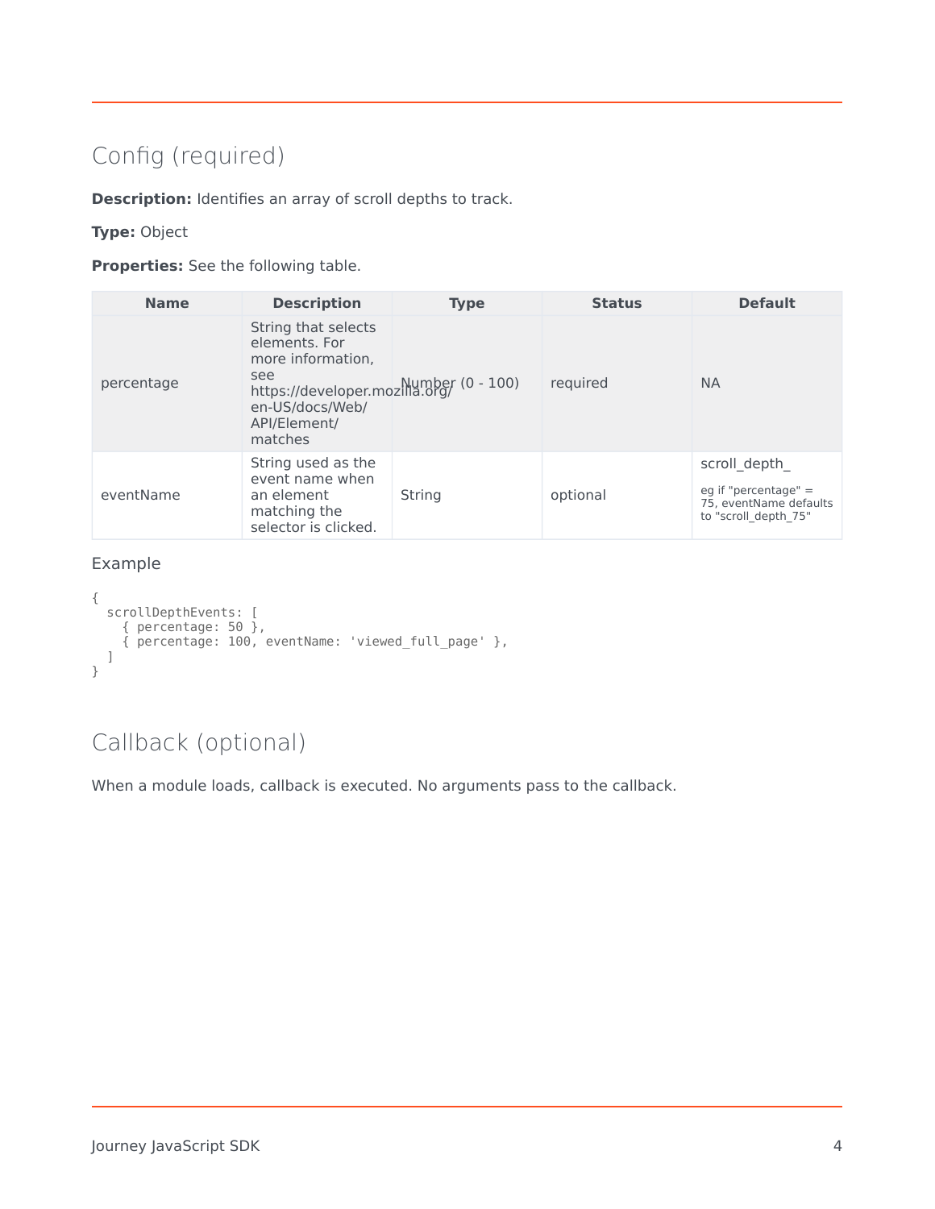## Config (required)

**Description:** Identifies an array of scroll depths to track.

**Type:** Object

**Properties:** See the following table.

| Name | Description | Type | Status | Default |
|---|---|---|---|---|
| percentage | String that selects elements. For more information, see https://developer.mozilla.org/en-US/docs/Web/API/Element/matches | Number (0 - 100) | required | NA |
| eventName | String used as the event name when an element matching the selector is clicked. | String | optional | scroll_depth_ <br> eg if "percentage" = 75, eventName defaults to "scroll_depth_75" |

### Example

```
{
  scrollDepthEvents: [
    { percentage: 50 },
    { percentage: 100, eventName: 'viewed_full_page' },
  ]
}
```

## Callback (optional)

When a module loads, callback is executed. No arguments pass to the callback.